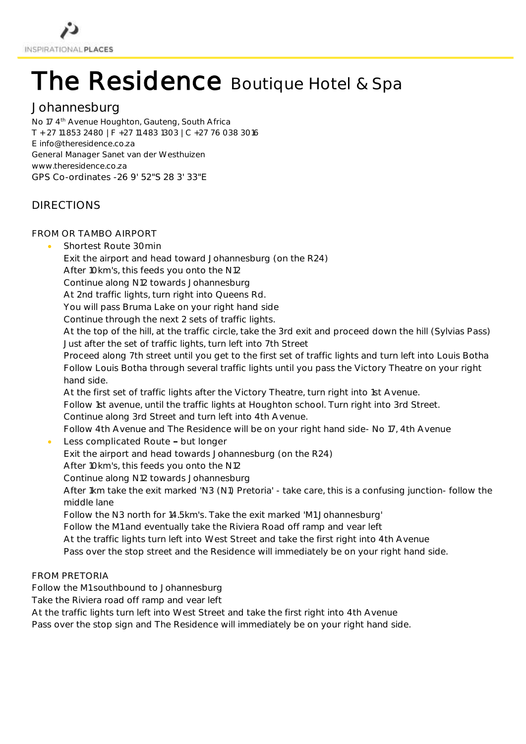INSPIRATIONAL PLACES

# The Residence Boutique Hotel & Spa

## Johannesburg

No 17 4th Avenue Houghton, Gauteng, South Africa
T + 27 11 853 2480 | F +27 11 483 1303 | C +27 76 038 3016
E info@theresidence.co.za
General Manager Sanet van der Westhuizen
www.theresidence.co.za
GPS Co-ordinates -26 9' 52"S 28 3' 33"E

## DIRECTIONS

### FROM OR TAMBO AIRPORT

- Shortest Route 30min
  Exit the airport and head toward Johannesburg (on the R24)
  After 10km's, this feeds you onto the N12
  Continue along N12 towards Johannesburg
  At 2nd traffic lights, turn right into Queens Rd.
  You will pass Bruma Lake on your right hand side
  Continue through the next 2 sets of traffic lights.
  At the top of the hill, at the traffic circle, take the 3rd exit and proceed down the hill (Sylvias Pass)
  Just after the set of traffic lights, turn left into 7th Street
  Proceed along 7th street until you get to the first set of traffic lights and turn left into Louis Botha
  Follow Louis Botha through several traffic lights until you pass the Victory Theatre on your right hand side.
  At the first set of traffic lights after the Victory Theatre, turn right into 1st Avenue.
  Follow 1st avenue, until the traffic lights at Houghton school. Turn right into 3rd Street.
  Continue along 3rd Street and turn left into 4th Avenue.
  Follow 4th Avenue and The Residence will be on your right hand side- No 17, 4th Avenue
- Less complicated Route – but longer
  Exit the airport and head towards Johannesburg (on the R24)
  After 10km's, this feeds you onto the N12
  Continue along N12 towards Johannesburg
  After 1km take the exit marked 'N3 (N1) Pretoria' - take care, this is a confusing junction- follow the middle lane
  Follow the N3 north for 14.5km's. Take the exit marked 'M1 Johannesburg'
  Follow the M1 and eventually take the Riviera Road off ramp and vear left
  At the traffic lights turn left into West Street and take the first right into 4th Avenue
  Pass over the stop street and the Residence will immediately be on your right hand side.

### FROM PRETORIA

Follow the M1 southbound to Johannesburg
Take the Riviera road off ramp and vear left
At the traffic lights turn left into West Street and take the first right into 4th Avenue
Pass over the stop sign and The Residence will immediately be on your right hand side.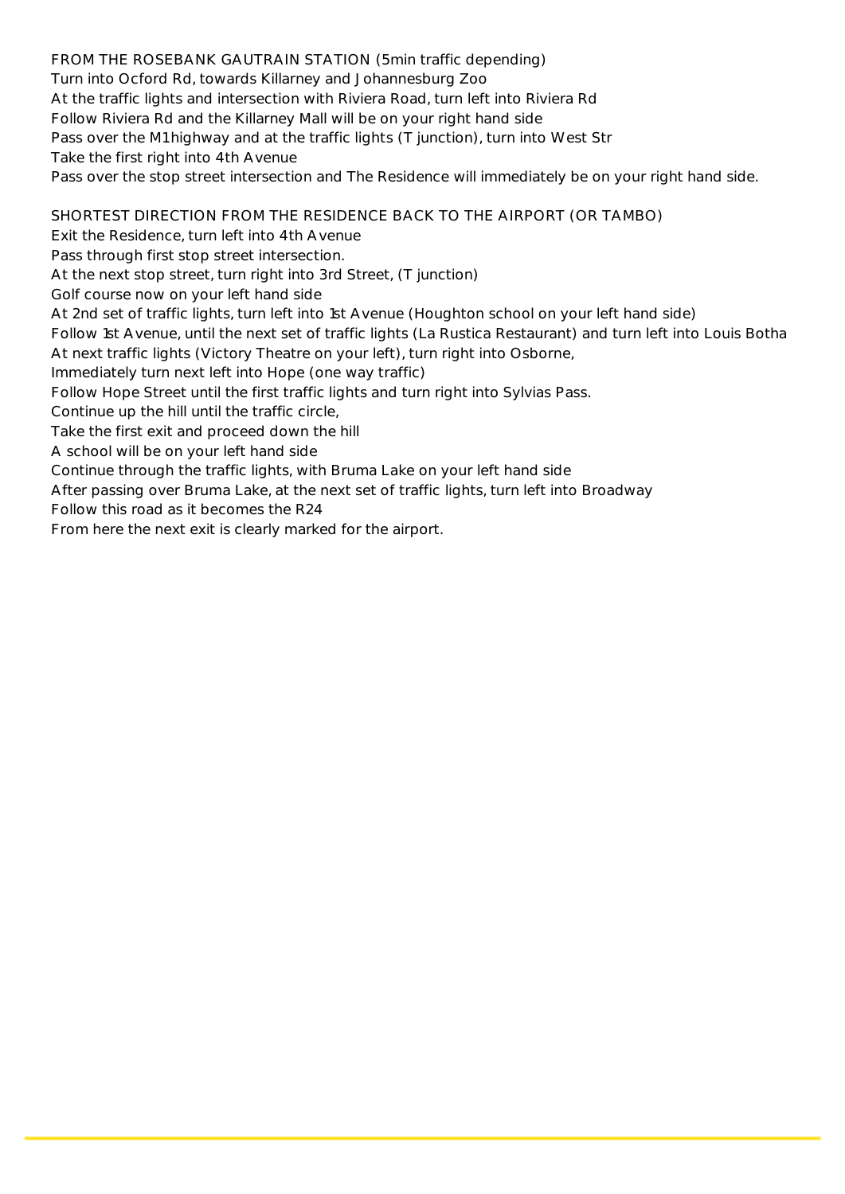FROM THE ROSEBANK GAUTRAIN STATION (5min traffic depending)

Turn into Ocford Rd, towards Killarney and Johannesburg Zoo

At the traffic lights and intersection with Riviera Road, turn left into Riviera Rd

Follow Riviera Rd and the Killarney Mall will be on your right hand side

Pass over the M1 highway and at the traffic lights (T junction), turn into West Str

Take the first right into 4th Avenue

Pass over the stop street intersection and The Residence will immediately be on your right hand side.

SHORTEST DIRECTION FROM THE RESIDENCE BACK TO THE AIRPORT (OR TAMBO)

Exit the Residence, turn left into 4th Avenue

Pass through first stop street intersection.

At the next stop street, turn right into 3rd Street, (T junction)

Golf course now on your left hand side

At 2nd set of traffic lights, turn left into 1st Avenue (Houghton school on your left hand side)

Follow 1st Avenue, until the next set of traffic lights (La Rustica Restaurant) and turn left into Louis Botha

At next traffic lights (Victory Theatre on your left), turn right into Osborne,

Immediately turn next left into Hope (one way traffic)

Follow Hope Street until the first traffic lights and turn right into Sylvias Pass.

Continue up the hill until the traffic circle,

Take the first exit and proceed down the hill

A school will be on your left hand side

Continue through the traffic lights, with Bruma Lake on your left hand side

After passing over Bruma Lake, at the next set of traffic lights, turn left into Broadway

Follow this road as it becomes the R24

From here the next exit is clearly marked for the airport.